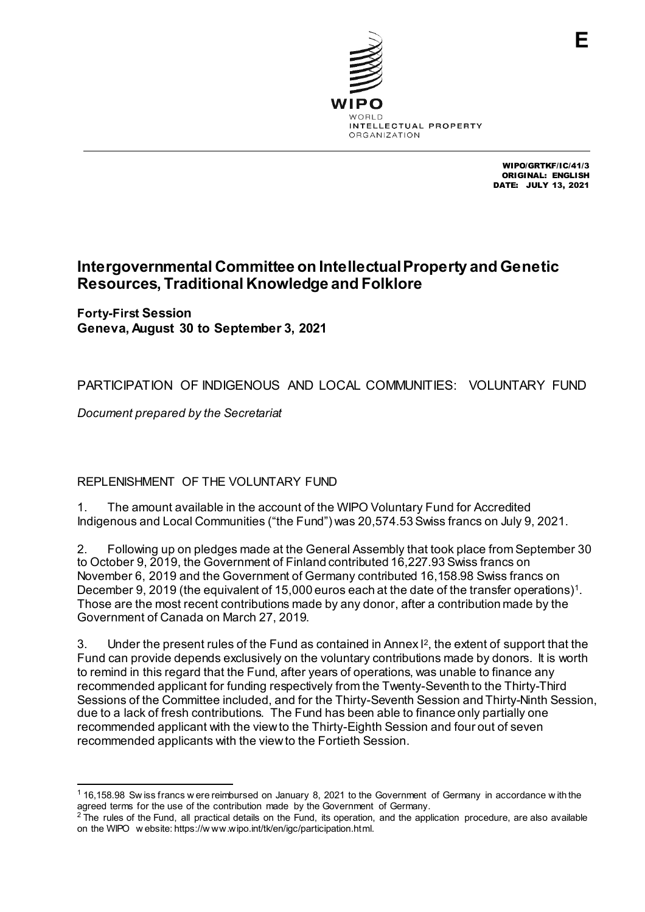E

WIPO/GRTKF/IC/41/3
ORIGINAL: ENGLISH
DATE: JULY 13, 2021

# Intergovernmental Committee on Intellectual Property and Genetic Resources, Traditional Knowledge and Folklore

**Forty-First Session**
**Geneva, August 30 to September 3, 2021**

## PARTICIPATION OF INDIGENOUS AND LOCAL COMMUNITIES: VOLUNTARY FUND

*Document prepared by the Secretariat*

### REPLENISHMENT OF THE VOLUNTARY FUND

1. The amount available in the account of the WIPO Voluntary Fund for Accredited Indigenous and Local Communities ("the Fund") was 20,574.53 Swiss francs on July 9, 2021.

2. Following up on pledges made at the General Assembly that took place from September 30 to October 9, 2019, the Government of Finland contributed 16,227.93 Swiss francs on November 6, 2019 and the Government of Germany contributed 16,158.98 Swiss francs on December 9, 2019 (the equivalent of 15,000 euros each at the date of the transfer operations)[1]. Those are the most recent contributions made by any donor, after a contribution made by the Government of Canada on March 27, 2019.

3. Under the present rules of the Fund as contained in Annex I[2], the extent of support that the Fund can provide depends exclusively on the voluntary contributions made by donors. It is worth to remind in this regard that the Fund, after years of operations, was unable to finance any recommended applicant for funding respectively from the Twenty-Seventh to the Thirty-Third Sessions of the Committee included, and for the Thirty-Seventh Session and Thirty-Ninth Session, due to a lack of fresh contributions. The Fund has been able to finance only partially one recommended applicant with the view to the Thirty-Eighth Session and four out of seven recommended applicants with the view to the Fortieth Session.

[1] 16,158.98 Swiss francs were reimbursed on January 8, 2021 to the Government of Germany in accordance with the agreed terms for the use of the contribution made by the Government of Germany.

[2] The rules of the Fund, all practical details on the Fund, its operation, and the application procedure, are also available on the WIPO website: https://www.wipo.int/tk/en/igc/participation.html.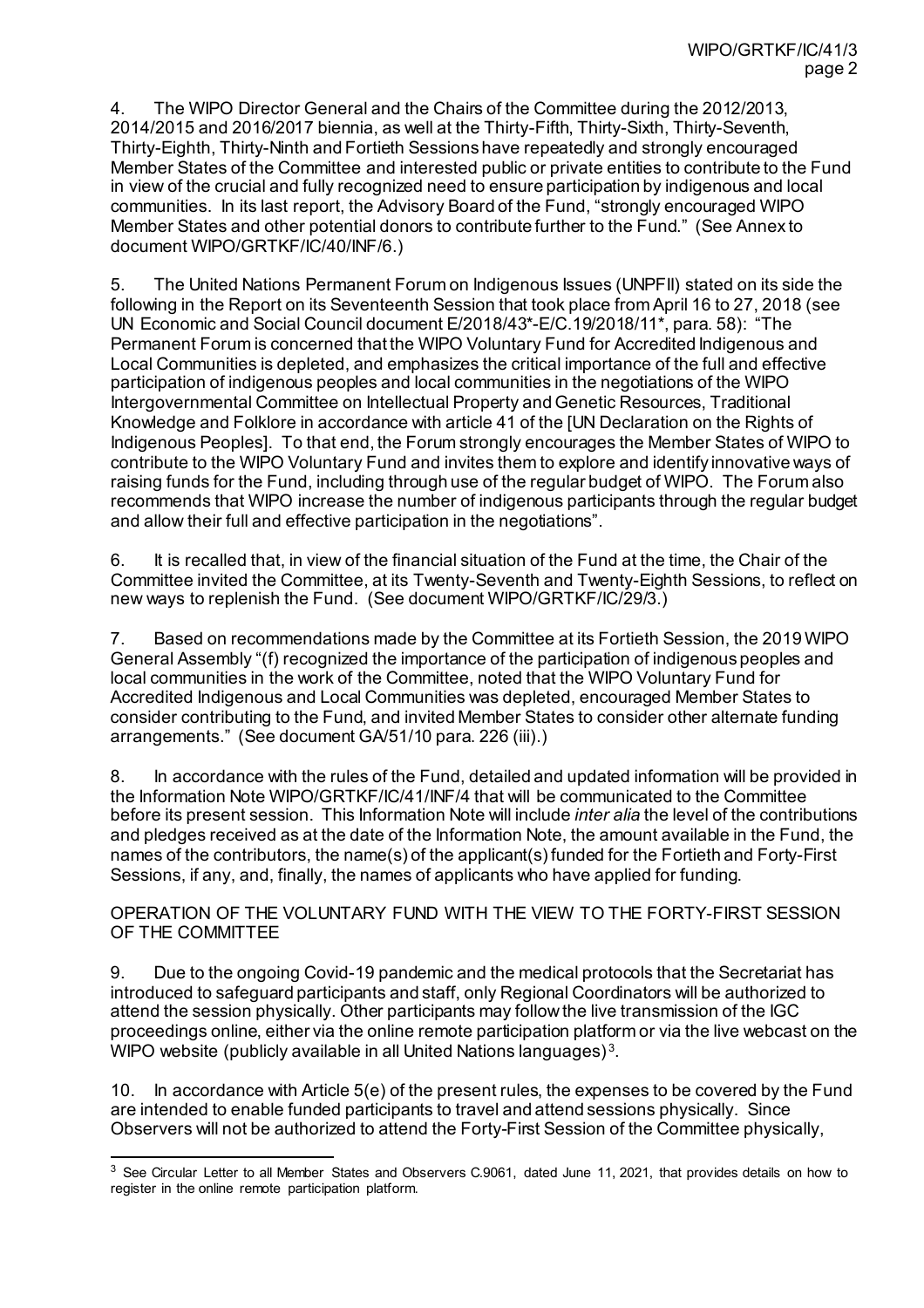4. The WIPO Director General and the Chairs of the Committee during the 2012/2013, 2014/2015 and 2016/2017 biennia, as well at the Thirty-Fifth, Thirty-Sixth, Thirty-Seventh, Thirty-Eighth, Thirty-Ninth and Fortieth Sessions have repeatedly and strongly encouraged Member States of the Committee and interested public or private entities to contribute to the Fund in view of the crucial and fully recognized need to ensure participation by indigenous and local communities. In its last report, the Advisory Board of the Fund, "strongly encouraged WIPO Member States and other potential donors to contribute further to the Fund." (See Annex to document WIPO/GRTKF/IC/40/INF/6.)

5. The United Nations Permanent Forum on Indigenous Issues (UNPFII) stated on its side the following in the Report on its Seventeenth Session that took place from April 16 to 27, 2018 (see UN Economic and Social Council document E/2018/43*-E/C.19/2018/11*, para. 58): "The Permanent Forum is concerned that the WIPO Voluntary Fund for Accredited Indigenous and Local Communities is depleted, and emphasizes the critical importance of the full and effective participation of indigenous peoples and local communities in the negotiations of the WIPO Intergovernmental Committee on Intellectual Property and Genetic Resources, Traditional Knowledge and Folklore in accordance with article 41 of the [UN Declaration on the Rights of Indigenous Peoples]. To that end, the Forum strongly encourages the Member States of WIPO to contribute to the WIPO Voluntary Fund and invites them to explore and identify innovative ways of raising funds for the Fund, including through use of the regular budget of WIPO. The Forum also recommends that WIPO increase the number of indigenous participants through the regular budget and allow their full and effective participation in the negotiations".

6. It is recalled that, in view of the financial situation of the Fund at the time, the Chair of the Committee invited the Committee, at its Twenty-Seventh and Twenty-Eighth Sessions, to reflect on new ways to replenish the Fund. (See document WIPO/GRTKF/IC/29/3.)

7. Based on recommendations made by the Committee at its Fortieth Session, the 2019 WIPO General Assembly "(f) recognized the importance of the participation of indigenous peoples and local communities in the work of the Committee, noted that the WIPO Voluntary Fund for Accredited Indigenous and Local Communities was depleted, encouraged Member States to consider contributing to the Fund, and invited Member States to consider other alternate funding arrangements." (See document GA/51/10 para. 226 (iii).)

8. In accordance with the rules of the Fund, detailed and updated information will be provided in the Information Note WIPO/GRTKF/IC/41/INF/4 that will be communicated to the Committee before its present session. This Information Note will include *inter alia* the level of the contributions and pledges received as at the date of the Information Note, the amount available in the Fund, the names of the contributors, the name(s) of the applicant(s) funded for the Fortieth and Forty-First Sessions, if any, and, finally, the names of applicants who have applied for funding.

OPERATION OF THE VOLUNTARY FUND WITH THE VIEW TO THE FORTY-FIRST SESSION OF THE COMMITTEE

9. Due to the ongoing Covid-19 pandemic and the medical protocols that the Secretariat has introduced to safeguard participants and staff, only Regional Coordinators will be authorized to attend the session physically. Other participants may follow the live transmission of the IGC proceedings online, either via the online remote participation platform or via the live webcast on the WIPO website (publicly available in all United Nations languages)[3].

10. In accordance with Article 5(e) of the present rules, the expenses to be covered by the Fund are intended to enable funded participants to travel and attend sessions physically. Since Observers will not be authorized to attend the Forty-First Session of the Committee physically,

---

[3] See Circular Letter to all Member States and Observers C.9061, dated June 11, 2021, that provides details on how to register in the online remote participation platform.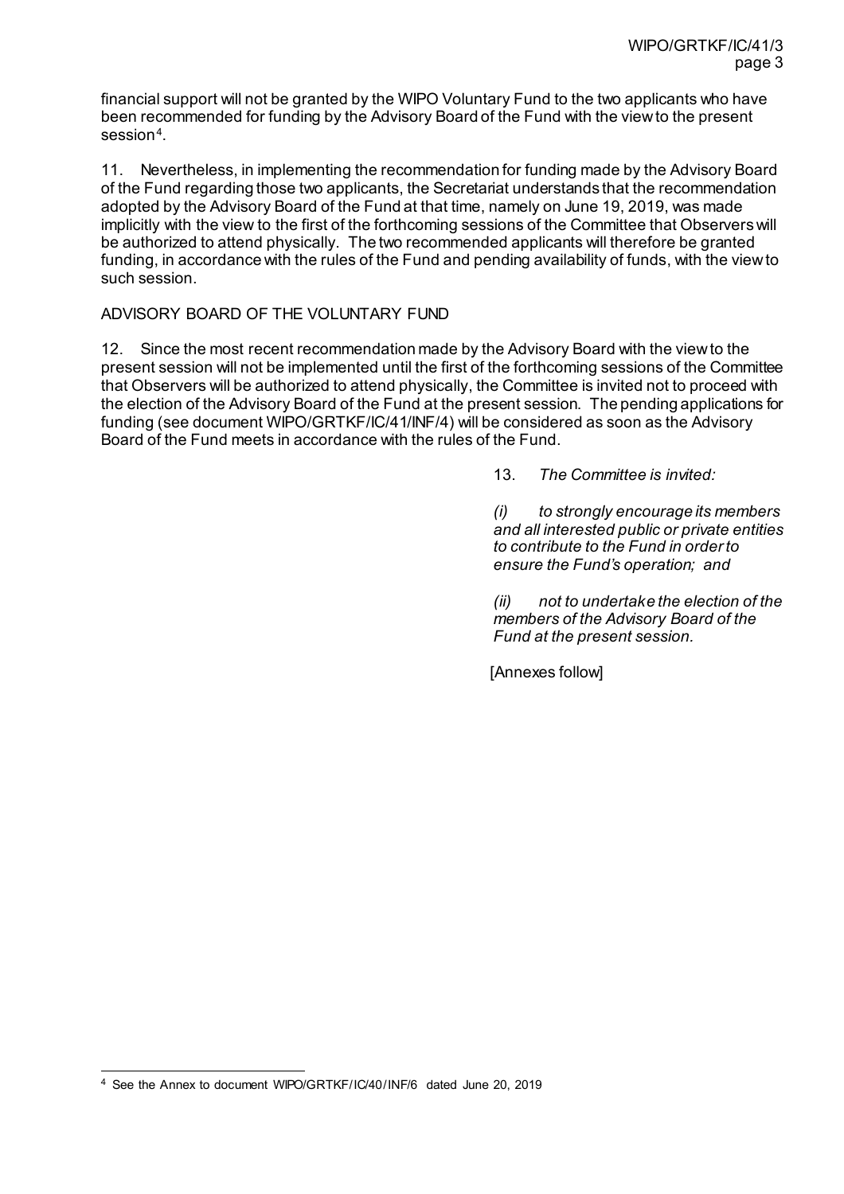financial support will not be granted by the WIPO Voluntary Fund to the two applicants who have been recommended for funding by the Advisory Board of the Fund with the view to the present session[4].

11. Nevertheless, in implementing the recommendation for funding made by the Advisory Board of the Fund regarding those two applicants, the Secretariat understands that the recommendation adopted by the Advisory Board of the Fund at that time, namely on June 19, 2019, was made implicitly with the view to the first of the forthcoming sessions of the Committee that Observers will be authorized to attend physically. The two recommended applicants will therefore be granted funding, in accordance with the rules of the Fund and pending availability of funds, with the view to such session.

ADVISORY BOARD OF THE VOLUNTARY FUND

12. Since the most recent recommendation made by the Advisory Board with the view to the present session will not be implemented until the first of the forthcoming sessions of the Committee that Observers will be authorized to attend physically, the Committee is invited not to proceed with the election of the Advisory Board of the Fund at the present session. The pending applications for funding (see document WIPO/GRTKF/IC/41/INF/4) will be considered as soon as the Advisory Board of the Fund meets in accordance with the rules of the Fund.

13. *The Committee is invited:*

*(i) to strongly encourage its members and all interested public or private entities to contribute to the Fund in order to ensure the Fund's operation; and*

*(ii) not to undertake the election of the members of the Advisory Board of the Fund at the present session.*

[Annexes follow]

[4] See the Annex to document WIPO/GRTKF/IC/40/INF/6 dated June 20, 2019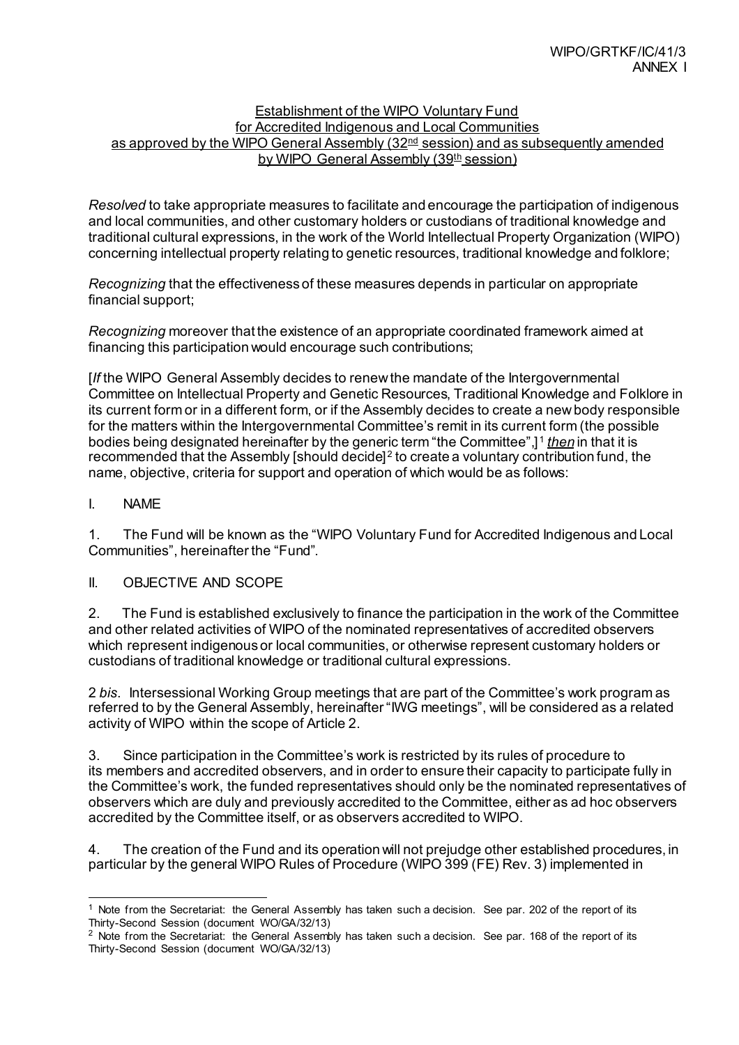WIPO/GRTKF/IC/41/3
ANNEX I

Establishment of the WIPO Voluntary Fund
for Accredited Indigenous and Local Communities
as approved by the WIPO General Assembly (32nd session) and as subsequently amended by WIPO General Assembly (39th session)

*Resolved* to take appropriate measures to facilitate and encourage the participation of indigenous and local communities, and other customary holders or custodians of traditional knowledge and traditional cultural expressions, in the work of the World Intellectual Property Organization (WIPO) concerning intellectual property relating to genetic resources, traditional knowledge and folklore;

*Recognizing* that the effectiveness of these measures depends in particular on appropriate financial support;

*Recognizing* moreover that the existence of an appropriate coordinated framework aimed at financing this participation would encourage such contributions;

[*If* the WIPO General Assembly decides to renew the mandate of the Intergovernmental Committee on Intellectual Property and Genetic Resources, Traditional Knowledge and Folklore in its current form or in a different form, or if the Assembly decides to create a new body responsible for the matters within the Intergovernmental Committee's remit in its current form (the possible bodies being designated hereinafter by the generic term "the Committee",][1] *then* in that it is recommended that the Assembly [should decide][2] to create a voluntary contribution fund, the name, objective, criteria for support and operation of which would be as follows:

I. NAME

1. The Fund will be known as the "WIPO Voluntary Fund for Accredited Indigenous and Local Communities", hereinafter the "Fund".

II. OBJECTIVE AND SCOPE

2. The Fund is established exclusively to finance the participation in the work of the Committee and other related activities of WIPO of the nominated representatives of accredited observers which represent indigenous or local communities, or otherwise represent customary holders or custodians of traditional knowledge or traditional cultural expressions.

2 *bis*. Intersessional Working Group meetings that are part of the Committee's work program as referred to by the General Assembly, hereinafter "IWG meetings", will be considered as a related activity of WIPO within the scope of Article 2.

3. Since participation in the Committee's work is restricted by its rules of procedure to its members and accredited observers, and in order to ensure their capacity to participate fully in the Committee's work, the funded representatives should only be the nominated representatives of observers which are duly and previously accredited to the Committee, either as ad hoc observers accredited by the Committee itself, or as observers accredited to WIPO.

4. The creation of the Fund and its operation will not prejudge other established procedures, in particular by the general WIPO Rules of Procedure (WIPO 399 (FE) Rev. 3) implemented in

---

[1] Note from the Secretariat: the General Assembly has taken such a decision. See par. 202 of the report of its Thirty-Second Session (document WO/GA/32/13)

[2] Note from the Secretariat: the General Assembly has taken such a decision. See par. 168 of the report of its Thirty-Second Session (document WO/GA/32/13)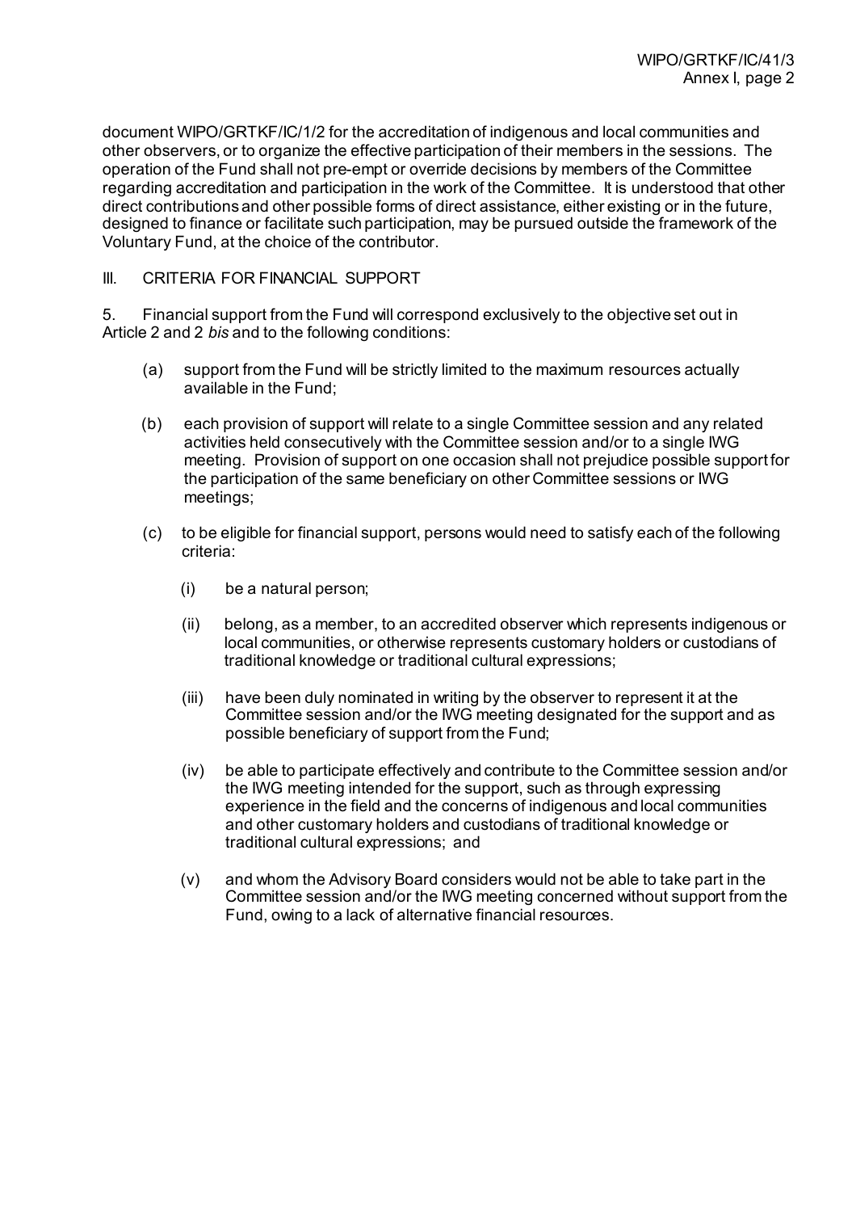document WIPO/GRTKF/IC/1/2 for the accreditation of indigenous and local communities and other observers, or to organize the effective participation of their members in the sessions. The operation of the Fund shall not pre-empt or override decisions by members of the Committee regarding accreditation and participation in the work of the Committee. It is understood that other direct contributions and other possible forms of direct assistance, either existing or in the future, designed to finance or facilitate such participation, may be pursued outside the framework of the Voluntary Fund, at the choice of the contributor.

## III. CRITERIA FOR FINANCIAL SUPPORT

5. Financial support from the Fund will correspond exclusively to the objective set out in Article 2 and 2 *bis* and to the following conditions:

(a) support from the Fund will be strictly limited to the maximum resources actually available in the Fund;

(b) each provision of support will relate to a single Committee session and any related activities held consecutively with the Committee session and/or to a single IWG meeting. Provision of support on one occasion shall not prejudice possible support for the participation of the same beneficiary on other Committee sessions or IWG meetings;

(c) to be eligible for financial support, persons would need to satisfy each of the following criteria:

(i) be a natural person;

(ii) belong, as a member, to an accredited observer which represents indigenous or local communities, or otherwise represents customary holders or custodians of traditional knowledge or traditional cultural expressions;

(iii) have been duly nominated in writing by the observer to represent it at the Committee session and/or the IWG meeting designated for the support and as possible beneficiary of support from the Fund;

(iv) be able to participate effectively and contribute to the Committee session and/or the IWG meeting intended for the support, such as through expressing experience in the field and the concerns of indigenous and local communities and other customary holders and custodians of traditional knowledge or traditional cultural expressions; and

(v) and whom the Advisory Board considers would not be able to take part in the Committee session and/or the IWG meeting concerned without support from the Fund, owing to a lack of alternative financial resources.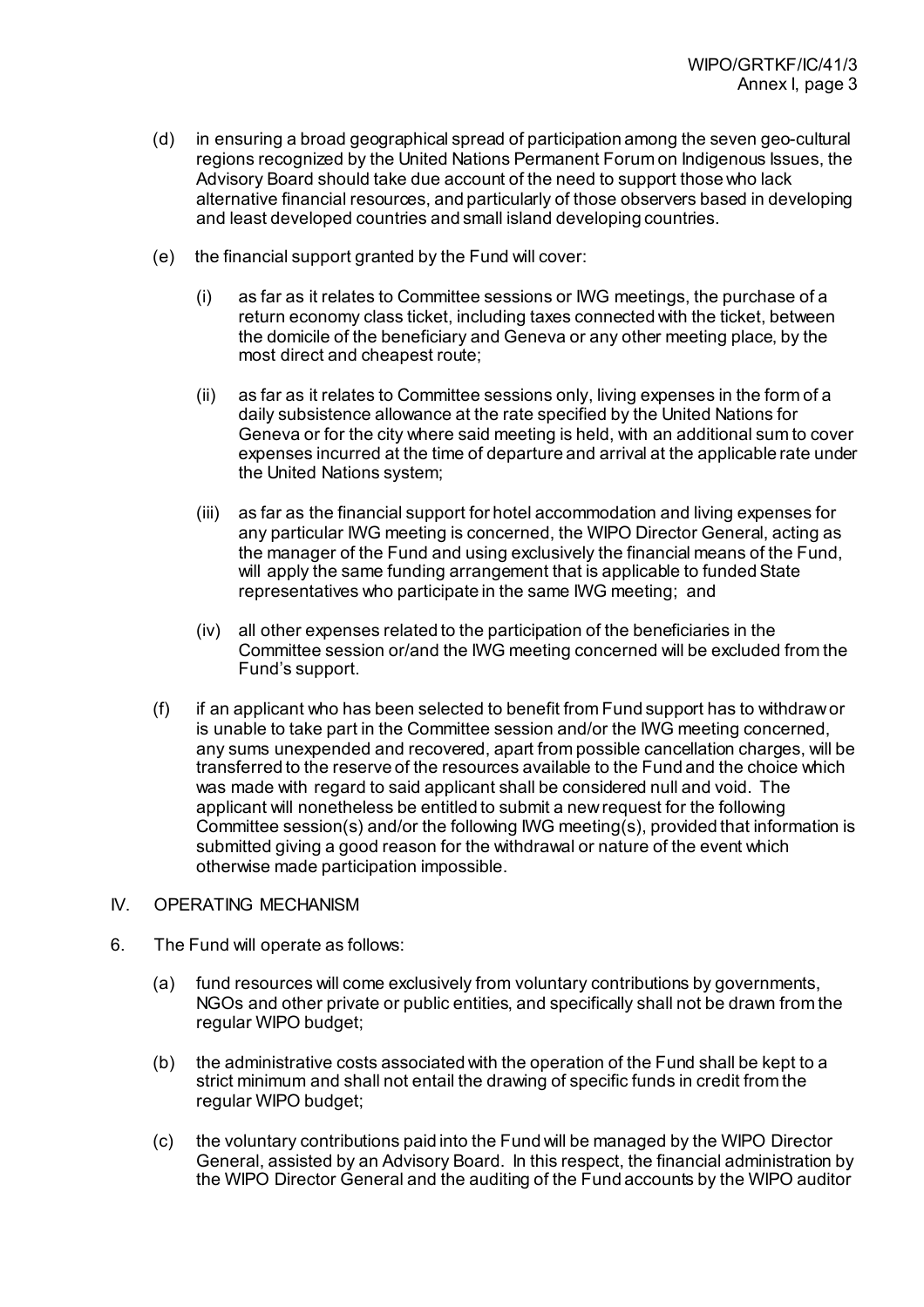(d) in ensuring a broad geographical spread of participation among the seven geo-cultural regions recognized by the United Nations Permanent Forum on Indigenous Issues, the Advisory Board should take due account of the need to support those who lack alternative financial resources, and particularly of those observers based in developing and least developed countries and small island developing countries.

(e) the financial support granted by the Fund will cover:

(i) as far as it relates to Committee sessions or IWG meetings, the purchase of a return economy class ticket, including taxes connected with the ticket, between the domicile of the beneficiary and Geneva or any other meeting place, by the most direct and cheapest route;

(ii) as far as it relates to Committee sessions only, living expenses in the form of a daily subsistence allowance at the rate specified by the United Nations for Geneva or for the city where said meeting is held, with an additional sum to cover expenses incurred at the time of departure and arrival at the applicable rate under the United Nations system;

(iii) as far as the financial support for hotel accommodation and living expenses for any particular IWG meeting is concerned, the WIPO Director General, acting as the manager of the Fund and using exclusively the financial means of the Fund, will apply the same funding arrangement that is applicable to funded State representatives who participate in the same IWG meeting; and

(iv) all other expenses related to the participation of the beneficiaries in the Committee session or/and the IWG meeting concerned will be excluded from the Fund's support.

(f) if an applicant who has been selected to benefit from Fund support has to withdraw or is unable to take part in the Committee session and/or the IWG meeting concerned, any sums unexpended and recovered, apart from possible cancellation charges, will be transferred to the reserve of the resources available to the Fund and the choice which was made with regard to said applicant shall be considered null and void. The applicant will nonetheless be entitled to submit a new request for the following Committee session(s) and/or the following IWG meeting(s), provided that information is submitted giving a good reason for the withdrawal or nature of the event which otherwise made participation impossible.

## IV. OPERATING MECHANISM

6. The Fund will operate as follows:

(a) fund resources will come exclusively from voluntary contributions by governments, NGOs and other private or public entities, and specifically shall not be drawn from the regular WIPO budget;

(b) the administrative costs associated with the operation of the Fund shall be kept to a strict minimum and shall not entail the drawing of specific funds in credit from the regular WIPO budget;

(c) the voluntary contributions paid into the Fund will be managed by the WIPO Director General, assisted by an Advisory Board. In this respect, the financial administration by the WIPO Director General and the auditing of the Fund accounts by the WIPO auditor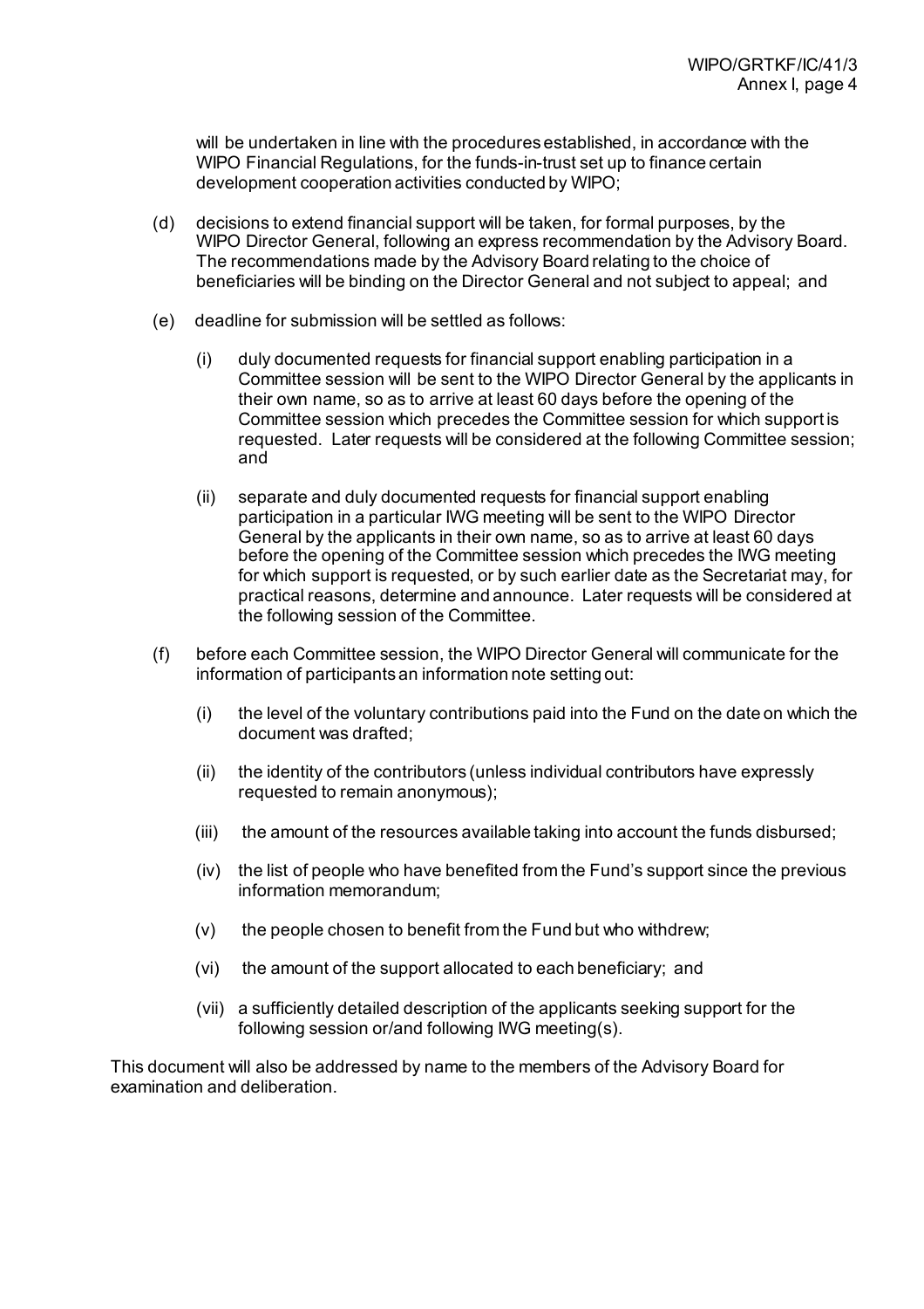will be undertaken in line with the procedures established, in accordance with the WIPO Financial Regulations, for the funds-in-trust set up to finance certain development cooperation activities conducted by WIPO;

(d) decisions to extend financial support will be taken, for formal purposes, by the WIPO Director General, following an express recommendation by the Advisory Board. The recommendations made by the Advisory Board relating to the choice of beneficiaries will be binding on the Director General and not subject to appeal; and

(e) deadline for submission will be settled as follows:

(i) duly documented requests for financial support enabling participation in a Committee session will be sent to the WIPO Director General by the applicants in their own name, so as to arrive at least 60 days before the opening of the Committee session which precedes the Committee session for which support is requested. Later requests will be considered at the following Committee session; and

(ii) separate and duly documented requests for financial support enabling participation in a particular IWG meeting will be sent to the WIPO Director General by the applicants in their own name, so as to arrive at least 60 days before the opening of the Committee session which precedes the IWG meeting for which support is requested, or by such earlier date as the Secretariat may, for practical reasons, determine and announce. Later requests will be considered at the following session of the Committee.

(f) before each Committee session, the WIPO Director General will communicate for the information of participants an information note setting out:

(i) the level of the voluntary contributions paid into the Fund on the date on which the document was drafted;

(ii) the identity of the contributors (unless individual contributors have expressly requested to remain anonymous);

(iii) the amount of the resources available taking into account the funds disbursed;

(iv) the list of people who have benefited from the Fund's support since the previous information memorandum;

(v) the people chosen to benefit from the Fund but who withdrew;

(vi) the amount of the support allocated to each beneficiary; and

(vii) a sufficiently detailed description of the applicants seeking support for the following session or/and following IWG meeting(s).

This document will also be addressed by name to the members of the Advisory Board for examination and deliberation.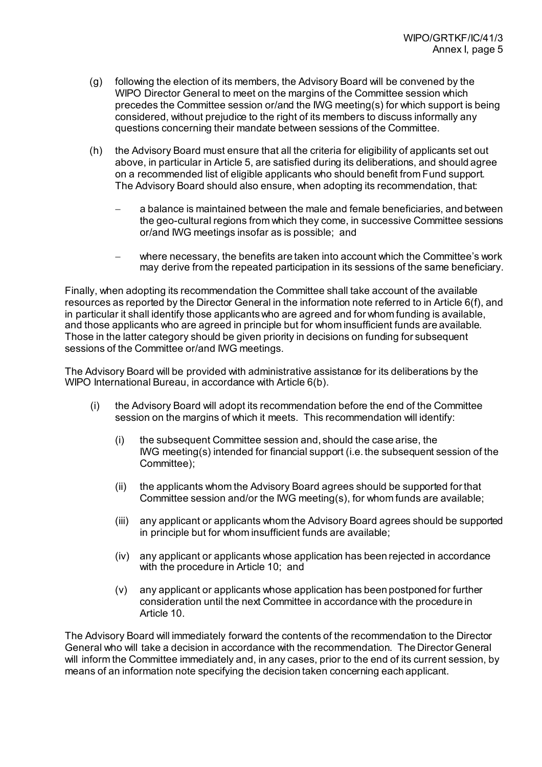(g) following the election of its members, the Advisory Board will be convened by the WIPO Director General to meet on the margins of the Committee session which precedes the Committee session or/and the IWG meeting(s) for which support is being considered, without prejudice to the right of its members to discuss informally any questions concerning their mandate between sessions of the Committee.

(h) the Advisory Board must ensure that all the criteria for eligibility of applicants set out above, in particular in Article 5, are satisfied during its deliberations, and should agree on a recommended list of eligible applicants who should benefit from Fund support. The Advisory Board should also ensure, when adopting its recommendation, that:

- a balance is maintained between the male and female beneficiaries, and between the geo-cultural regions from which they come, in successive Committee sessions or/and IWG meetings insofar as is possible; and

- where necessary, the benefits are taken into account which the Committee's work may derive from the repeated participation in its sessions of the same beneficiary.

Finally, when adopting its recommendation the Committee shall take account of the available resources as reported by the Director General in the information note referred to in Article 6(f), and in particular it shall identify those applicants who are agreed and for whom funding is available, and those applicants who are agreed in principle but for whom insufficient funds are available. Those in the latter category should be given priority in decisions on funding for subsequent sessions of the Committee or/and IWG meetings.

The Advisory Board will be provided with administrative assistance for its deliberations by the WIPO International Bureau, in accordance with Article 6(b).

(i) the Advisory Board will adopt its recommendation before the end of the Committee session on the margins of which it meets. This recommendation will identify:

   (i) the subsequent Committee session and, should the case arise, the IWG meeting(s) intended for financial support (i.e. the subsequent session of the Committee);

   (ii) the applicants whom the Advisory Board agrees should be supported for that Committee session and/or the IWG meeting(s), for whom funds are available;

   (iii) any applicant or applicants whom the Advisory Board agrees should be supported in principle but for whom insufficient funds are available;

   (iv) any applicant or applicants whose application has been rejected in accordance with the procedure in Article 10; and

   (v) any applicant or applicants whose application has been postponed for further consideration until the next Committee in accordance with the procedure in Article 10.

The Advisory Board will immediately forward the contents of the recommendation to the Director General who will take a decision in accordance with the recommendation. The Director General will inform the Committee immediately and, in any cases, prior to the end of its current session, by means of an information note specifying the decision taken concerning each applicant.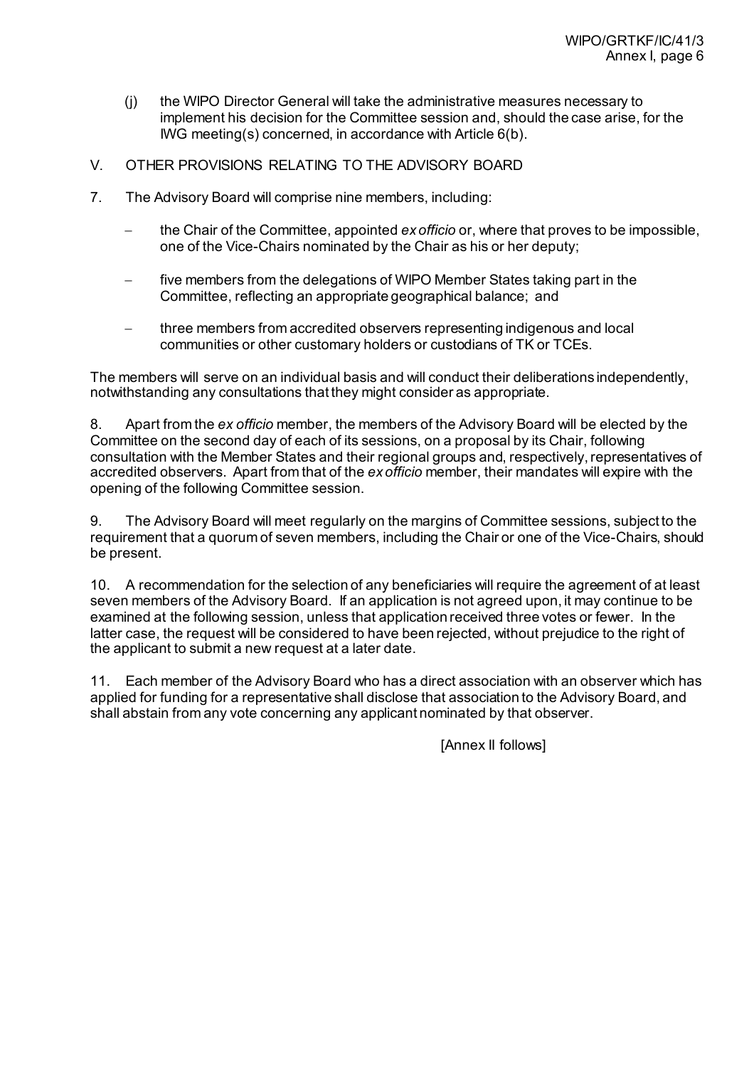(j) the WIPO Director General will take the administrative measures necessary to implement his decision for the Committee session and, should the case arise, for the IWG meeting(s) concerned, in accordance with Article 6(b).

## V. OTHER PROVISIONS RELATING TO THE ADVISORY BOARD

7. The Advisory Board will comprise nine members, including:

- the Chair of the Committee, appointed *ex officio* or, where that proves to be impossible, one of the Vice-Chairs nominated by the Chair as his or her deputy;

- five members from the delegations of WIPO Member States taking part in the Committee, reflecting an appropriate geographical balance; and

- three members from accredited observers representing indigenous and local communities or other customary holders or custodians of TK or TCEs.

The members will serve on an individual basis and will conduct their deliberations independently, notwithstanding any consultations that they might consider as appropriate.

8. Apart from the *ex officio* member, the members of the Advisory Board will be elected by the Committee on the second day of each of its sessions, on a proposal by its Chair, following consultation with the Member States and their regional groups and, respectively, representatives of accredited observers. Apart from that of the *ex officio* member, their mandates will expire with the opening of the following Committee session.

9. The Advisory Board will meet regularly on the margins of Committee sessions, subject to the requirement that a quorum of seven members, including the Chair or one of the Vice-Chairs, should be present.

10. A recommendation for the selection of any beneficiaries will require the agreement of at least seven members of the Advisory Board. If an application is not agreed upon, it may continue to be examined at the following session, unless that application received three votes or fewer. In the latter case, the request will be considered to have been rejected, without prejudice to the right of the applicant to submit a new request at a later date.

11. Each member of the Advisory Board who has a direct association with an observer which has applied for funding for a representative shall disclose that association to the Advisory Board, and shall abstain from any vote concerning any applicant nominated by that observer.

[Annex II follows]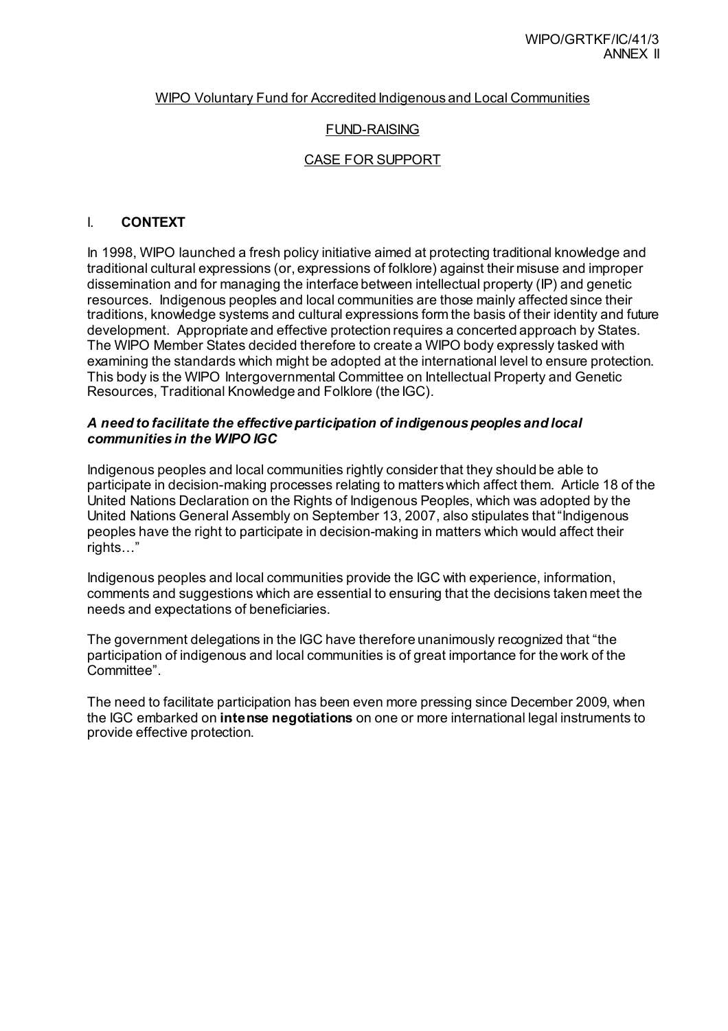WIPO Voluntary Fund for Accredited Indigenous and Local Communities

FUND-RAISING

CASE FOR SUPPORT

## I. CONTEXT

In 1998, WIPO launched a fresh policy initiative aimed at protecting traditional knowledge and traditional cultural expressions (or, expressions of folklore) against their misuse and improper dissemination and for managing the interface between intellectual property (IP) and genetic resources. Indigenous peoples and local communities are those mainly affected since their traditions, knowledge systems and cultural expressions form the basis of their identity and future development. Appropriate and effective protection requires a concerted approach by States. The WIPO Member States decided therefore to create a WIPO body expressly tasked with examining the standards which might be adopted at the international level to ensure protection. This body is the WIPO Intergovernmental Committee on Intellectual Property and Genetic Resources, Traditional Knowledge and Folklore (the IGC).

### *A need to facilitate the effective participation of indigenous peoples and local communities in the WIPO IGC*

Indigenous peoples and local communities rightly consider that they should be able to participate in decision-making processes relating to matters which affect them. Article 18 of the United Nations Declaration on the Rights of Indigenous Peoples, which was adopted by the United Nations General Assembly on September 13, 2007, also stipulates that "Indigenous peoples have the right to participate in decision-making in matters which would affect their rights…"

Indigenous peoples and local communities provide the IGC with experience, information, comments and suggestions which are essential to ensuring that the decisions taken meet the needs and expectations of beneficiaries.

The government delegations in the IGC have therefore unanimously recognized that "the participation of indigenous and local communities is of great importance for the work of the Committee".

The need to facilitate participation has been even more pressing since December 2009, when the IGC embarked on **intense negotiations** on one or more international legal instruments to provide effective protection.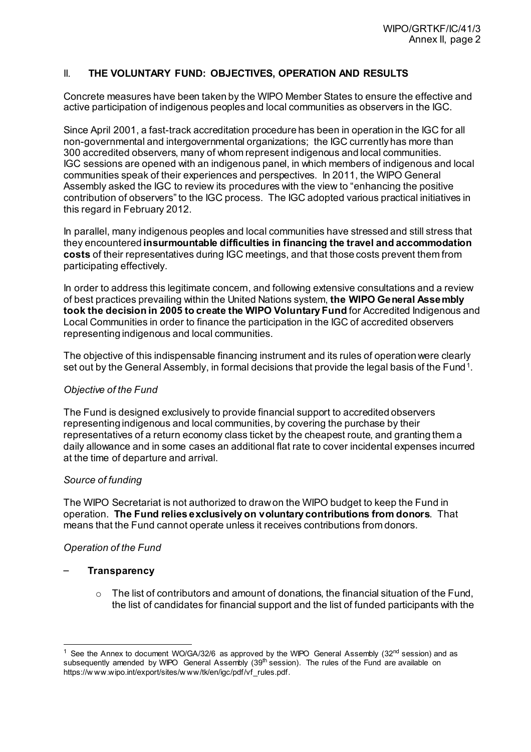## II. THE VOLUNTARY FUND: OBJECTIVES, OPERATION AND RESULTS

Concrete measures have been taken by the WIPO Member States to ensure the effective and active participation of indigenous peoples and local communities as observers in the IGC.

Since April 2001, a fast-track accreditation procedure has been in operation in the IGC for all non-governmental and intergovernmental organizations; the IGC currently has more than 300 accredited observers, many of whom represent indigenous and local communities. IGC sessions are opened with an indigenous panel, in which members of indigenous and local communities speak of their experiences and perspectives. In 2011, the WIPO General Assembly asked the IGC to review its procedures with the view to "enhancing the positive contribution of observers" to the IGC process. The IGC adopted various practical initiatives in this regard in February 2012.

In parallel, many indigenous peoples and local communities have stressed and still stress that they encountered **insurmountable difficulties in financing the travel and accommodation costs** of their representatives during IGC meetings, and that those costs prevent them from participating effectively.

In order to address this legitimate concern, and following extensive consultations and a review of best practices prevailing within the United Nations system, **the WIPO General Assembly took the decision in 2005 to create the WIPO Voluntary Fund** for Accredited Indigenous and Local Communities in order to finance the participation in the IGC of accredited observers representing indigenous and local communities.

The objective of this indispensable financing instrument and its rules of operation were clearly set out by the General Assembly, in formal decisions that provide the legal basis of the Fund[1].

*Objective of the Fund*

The Fund is designed exclusively to provide financial support to accredited observers representing indigenous and local communities, by covering the purchase by their representatives of a return economy class ticket by the cheapest route, and granting them a daily allowance and in some cases an additional flat rate to cover incidental expenses incurred at the time of departure and arrival.

*Source of funding*

The WIPO Secretariat is not authorized to draw on the WIPO budget to keep the Fund in operation. **The Fund relies exclusively on voluntary contributions from donors**. That means that the Fund cannot operate unless it receives contributions from donors.

*Operation of the Fund*

- **Transparency**
  - The list of contributors and amount of donations, the financial situation of the Fund, the list of candidates for financial support and the list of funded participants with the

---

[1] See the Annex to document WO/GA/32/6 as approved by the WIPO General Assembly (32nd session) and as subsequently amended by WIPO General Assembly (39th session). The rules of the Fund are available on https://www.wipo.int/export/sites/www/tk/en/igc/pdf/vf_rules.pdf.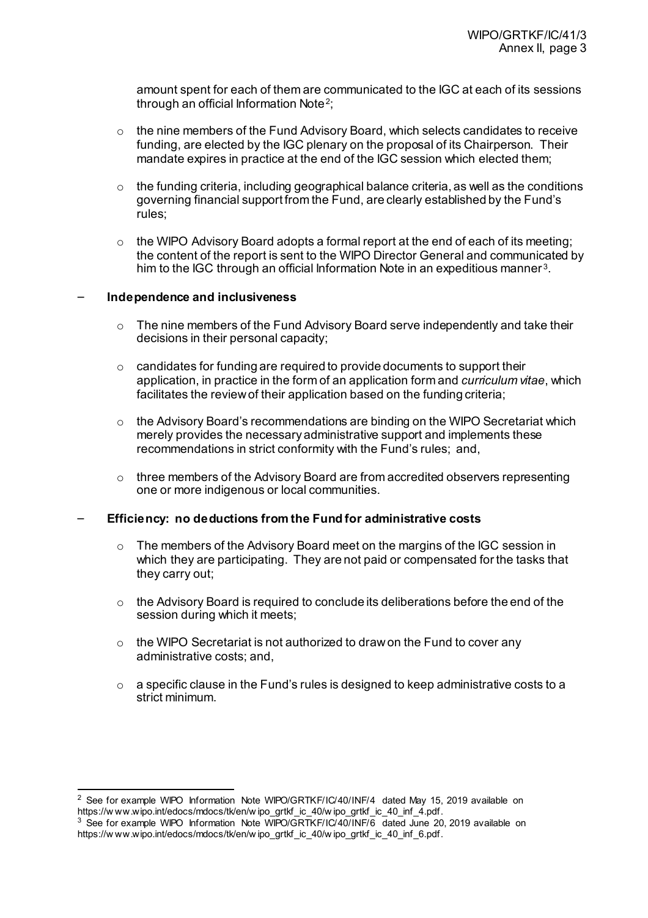amount spent for each of them are communicated to the IGC at each of its sessions through an official Information Note[2];

- the nine members of the Fund Advisory Board, which selects candidates to receive funding, are elected by the IGC plenary on the proposal of its Chairperson. Their mandate expires in practice at the end of the IGC session which elected them;

- the funding criteria, including geographical balance criteria, as well as the conditions governing financial support from the Fund, are clearly established by the Fund's rules;

- the WIPO Advisory Board adopts a formal report at the end of each of its meeting; the content of the report is sent to the WIPO Director General and communicated by him to the IGC through an official Information Note in an expeditious manner[3].

– **Independence and inclusiveness**

  - The nine members of the Fund Advisory Board serve independently and take their decisions in their personal capacity;

  - candidates for funding are required to provide documents to support their application, in practice in the form of an application form and *curriculum vitae*, which facilitates the review of their application based on the funding criteria;

  - the Advisory Board's recommendations are binding on the WIPO Secretariat which merely provides the necessary administrative support and implements these recommendations in strict conformity with the Fund's rules; and,

  - three members of the Advisory Board are from accredited observers representing one or more indigenous or local communities.

– **Efficiency: no deductions from the Fund for administrative costs**

  - The members of the Advisory Board meet on the margins of the IGC session in which they are participating. They are not paid or compensated for the tasks that they carry out;

  - the Advisory Board is required to conclude its deliberations before the end of the session during which it meets;

  - the WIPO Secretariat is not authorized to draw on the Fund to cover any administrative costs; and,

  - a specific clause in the Fund's rules is designed to keep administrative costs to a strict minimum.

---

[2] See for example WIPO Information Note WIPO/GRTKF/IC/40/INF/4 dated May 15, 2019 available on https://www.wipo.int/edocs/mdocs/tk/en/wipo_grtkf_ic_40/wipo_grtkf_ic_40_inf_4.pdf.

[3] See for example WIPO Information Note WIPO/GRTKF/IC/40/INF/6 dated June 20, 2019 available on https://www.wipo.int/edocs/mdocs/tk/en/wipo_grtkf_ic_40/wipo_grtkf_ic_40_inf_6.pdf.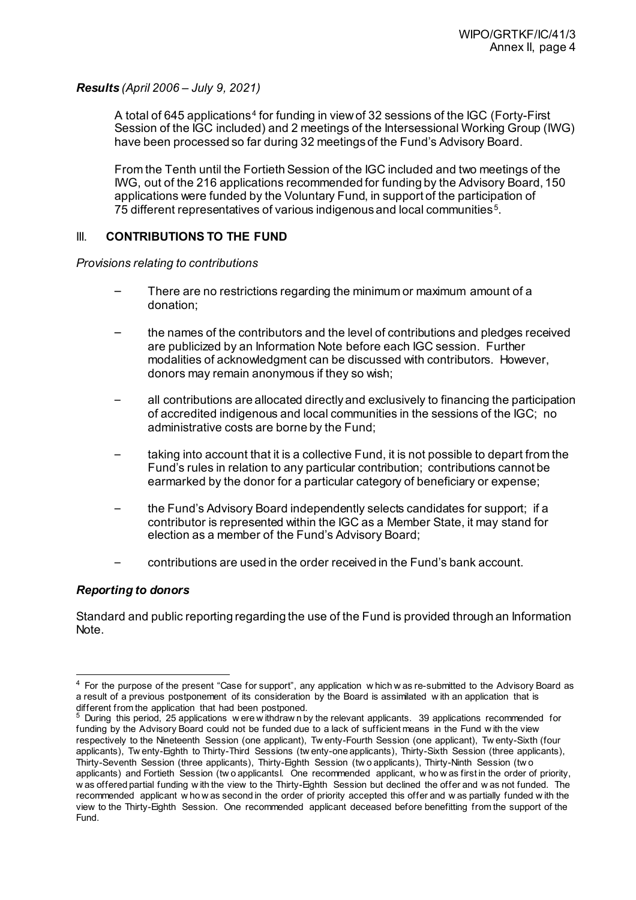***Results*** *(April 2006 – July 9, 2021)*

A total of 645 applications[4] for funding in view of 32 sessions of the IGC (Forty-First Session of the IGC included) and 2 meetings of the Intersessional Working Group (IWG) have been processed so far during 32 meetings of the Fund's Advisory Board.

From the Tenth until the Fortieth Session of the IGC included and two meetings of the IWG, out of the 216 applications recommended for funding by the Advisory Board, 150 applications were funded by the Voluntary Fund, in support of the participation of 75 different representatives of various indigenous and local communities[5].

## III. CONTRIBUTIONS TO THE FUND

*Provisions relating to contributions*

- There are no restrictions regarding the minimum or maximum amount of a donation;
- the names of the contributors and the level of contributions and pledges received are publicized by an Information Note before each IGC session. Further modalities of acknowledgment can be discussed with contributors. However, donors may remain anonymous if they so wish;
- all contributions are allocated directly and exclusively to financing the participation of accredited indigenous and local communities in the sessions of the IGC; no administrative costs are borne by the Fund;
- taking into account that it is a collective Fund, it is not possible to depart from the Fund's rules in relation to any particular contribution; contributions cannot be earmarked by the donor for a particular category of beneficiary or expense;
- the Fund's Advisory Board independently selects candidates for support; if a contributor is represented within the IGC as a Member State, it may stand for election as a member of the Fund's Advisory Board;
- contributions are used in the order received in the Fund's bank account.

***Reporting to donors***

Standard and public reporting regarding the use of the Fund is provided through an Information Note.

---

[4] For the purpose of the present "Case for support", any application which was re-submitted to the Advisory Board as a result of a previous postponement of its consideration by the Board is assimilated with an application that is different from the application that had been postponed.

[5] During this period, 25 applications were withdrawn by the relevant applicants. 39 applications recommended for funding by the Advisory Board could not be funded due to a lack of sufficient means in the Fund with the view respectively to the Nineteenth Session (one applicant), Twenty-Fourth Session (one applicant), Twenty-Sixth (four applicants), Twenty-Eighth to Thirty-Third Sessions (twenty-one applicants), Thirty-Sixth Session (three applicants), Thirty-Seventh Session (three applicants), Thirty-Eighth Session (two applicants), Thirty-Ninth Session (two applicants) and Fortieth Session (two applicantsl. One recommended applicant, who was first in the order of priority, was offered partial funding with the view to the Thirty-Eighth Session but declined the offer and was not funded. The recommended applicant who was second in the order of priority accepted this offer and was partially funded with the view to the Thirty-Eighth Session. One recommended applicant deceased before benefitting from the support of the Fund.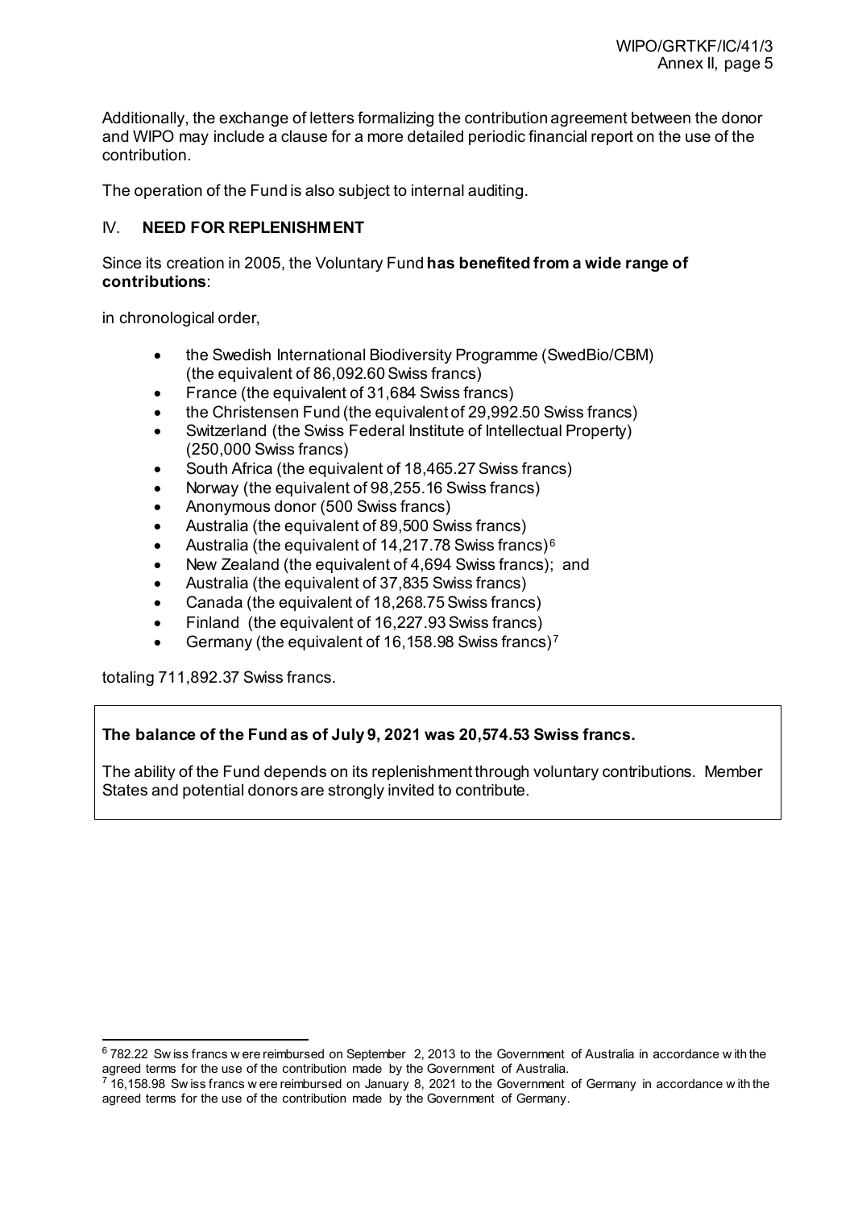Additionally, the exchange of letters formalizing the contribution agreement between the donor and WIPO may include a clause for a more detailed periodic financial report on the use of the contribution.

The operation of the Fund is also subject to internal auditing.

## IV. **NEED FOR REPLENISHMENT**

Since its creation in 2005, the Voluntary Fund **has benefited from a wide range of contributions**:

in chronological order,

- the Swedish International Biodiversity Programme (SwedBio/CBM) (the equivalent of 86,092.60 Swiss francs)
- France (the equivalent of 31,684 Swiss francs)
- the Christensen Fund (the equivalent of 29,992.50 Swiss francs)
- Switzerland (the Swiss Federal Institute of Intellectual Property) (250,000 Swiss francs)
- South Africa (the equivalent of 18,465.27 Swiss francs)
- Norway (the equivalent of 98,255.16 Swiss francs)
- Anonymous donor (500 Swiss francs)
- Australia (the equivalent of 89,500 Swiss francs)
- Australia (the equivalent of 14,217.78 Swiss francs)[6]
- New Zealand (the equivalent of 4,694 Swiss francs); and
- Australia (the equivalent of 37,835 Swiss francs)
- Canada (the equivalent of 18,268.75 Swiss francs)
- Finland (the equivalent of 16,227.93 Swiss francs)
- Germany (the equivalent of 16,158.98 Swiss francs)[7]

totaling 711,892.37 Swiss francs.

**The balance of the Fund as of July 9, 2021 was 20,574.53 Swiss francs.**

The ability of the Fund depends on its replenishment through voluntary contributions. Member States and potential donors are strongly invited to contribute.

---

[6] 782.22 Swiss francs were reimbursed on September 2, 2013 to the Government of Australia in accordance with the agreed terms for the use of the contribution made by the Government of Australia.

[7] 16,158.98 Swiss francs were reimbursed on January 8, 2021 to the Government of Germany in accordance with the agreed terms for the use of the contribution made by the Government of Germany.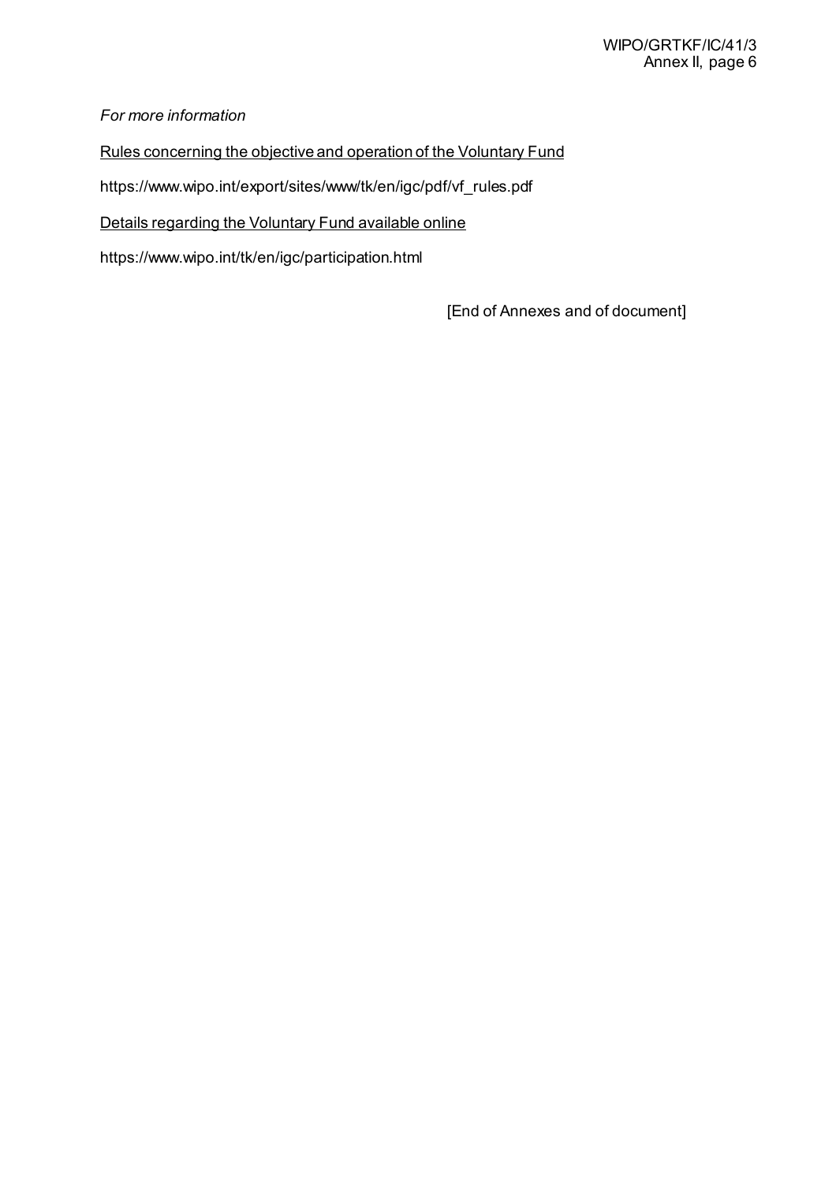*For more information*

Rules concerning the objective and operation of the Voluntary Fund

https://www.wipo.int/export/sites/www/tk/en/igc/pdf/vf_rules.pdf

Details regarding the Voluntary Fund available online

https://www.wipo.int/tk/en/igc/participation.html

[End of Annexes and of document]